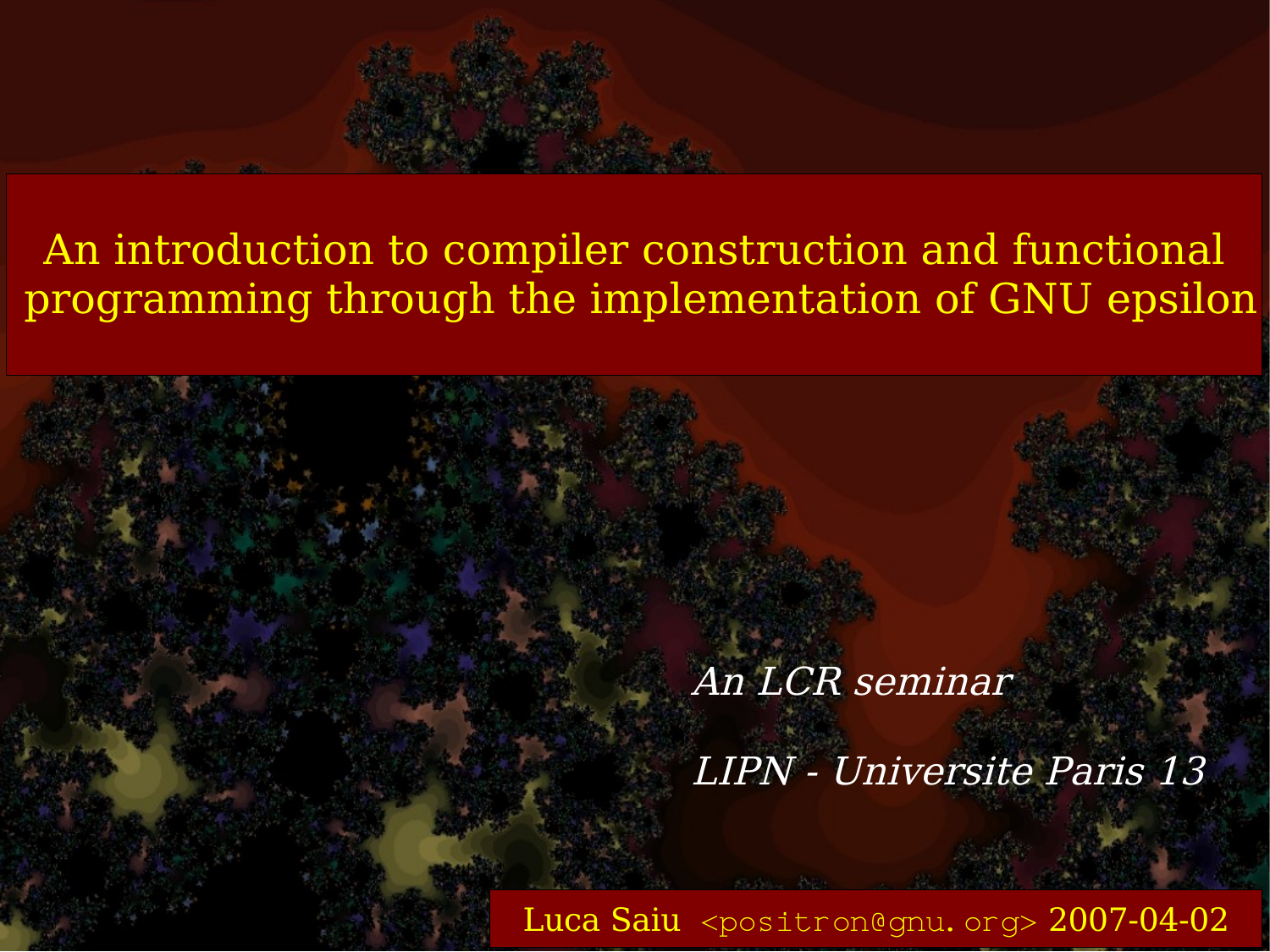# An introduction to compiler construction and functional programming through the implementation of GNU epsilon

*An LCR seminar*

*LIPN - Universite Paris 13*

Luca Saiu `<positron@gnu.org>` 2007-04-02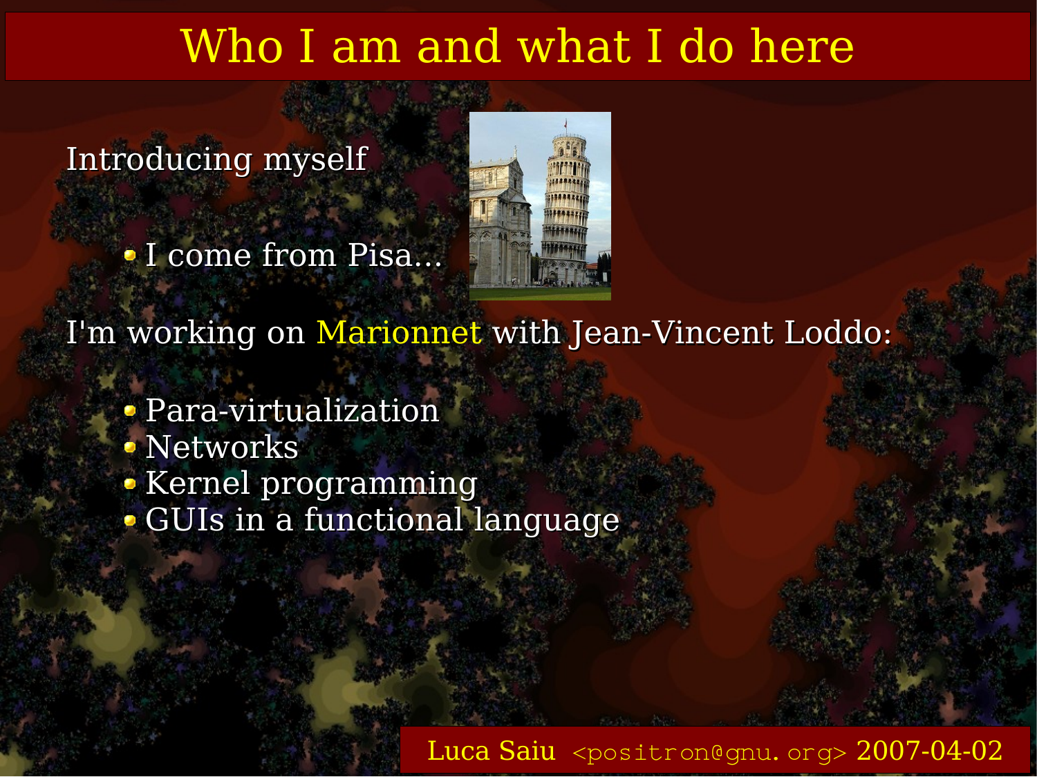# Who I am and what I do here

Introducing myself

- I come from Pisa...

I'm working on Marionnet with Jean-Vincent Loddo:

- Para-virtualization
- Networks
- Kernel programming
- GUIs in a functional language

Luca Saiu <positron@gnu.org> 2007-04-02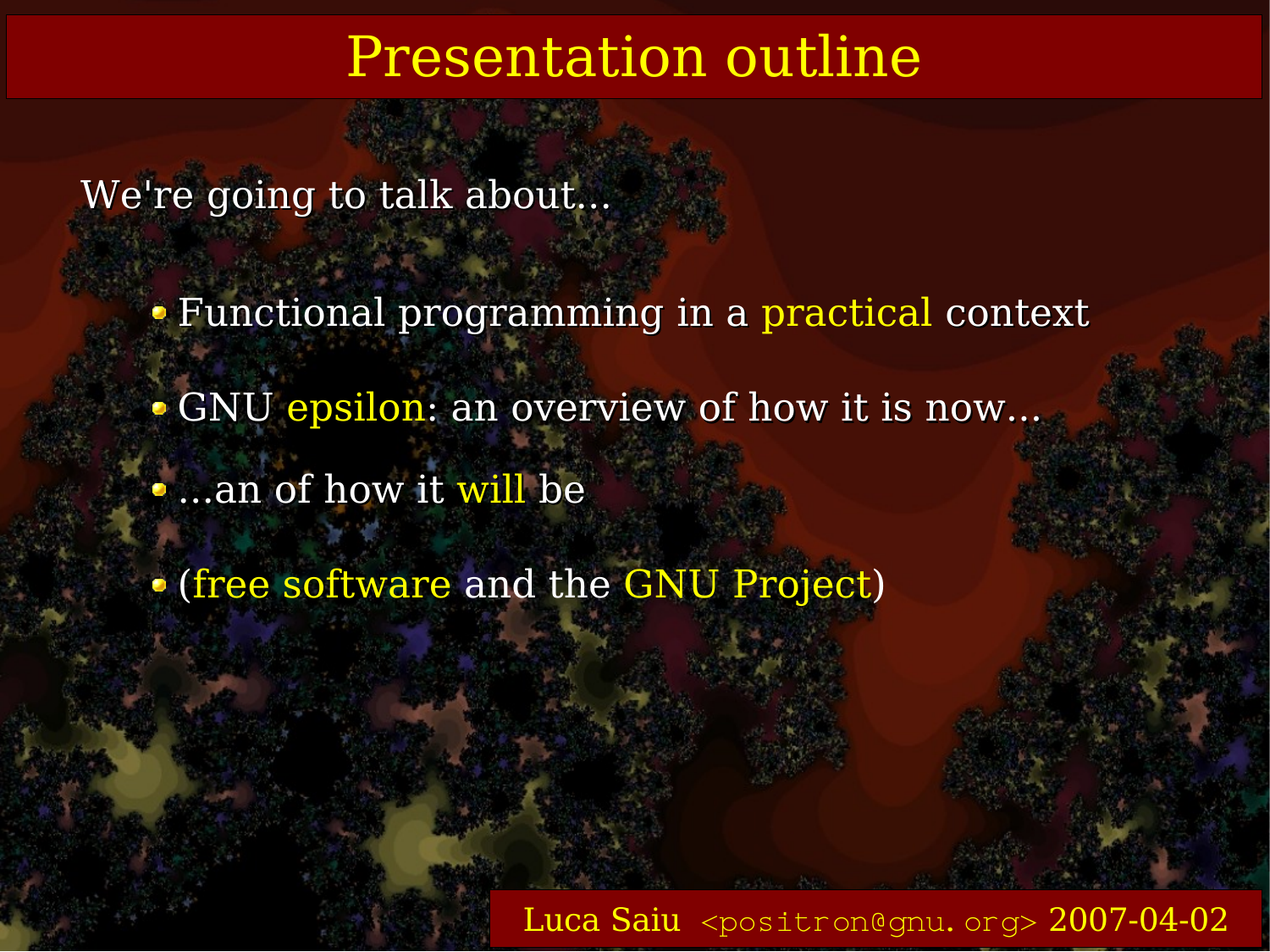# Presentation outline

We're going to talk about...

- Functional programming in a practical context
- GNU epsilon: an overview of how it is now...
- ...an of how it will be
- (free software and the GNU Project)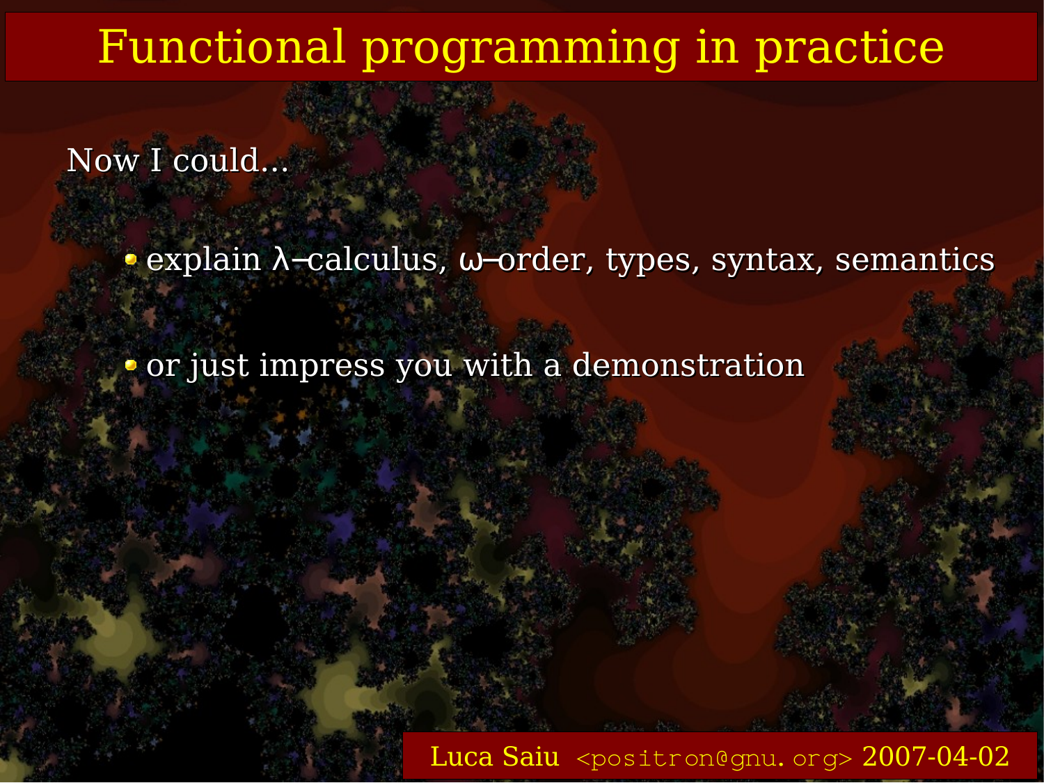# Functional programming in practice

Now I could...

- explain λ–calculus, ω–order, types, syntax, semantics
- or just impress you with a demonstration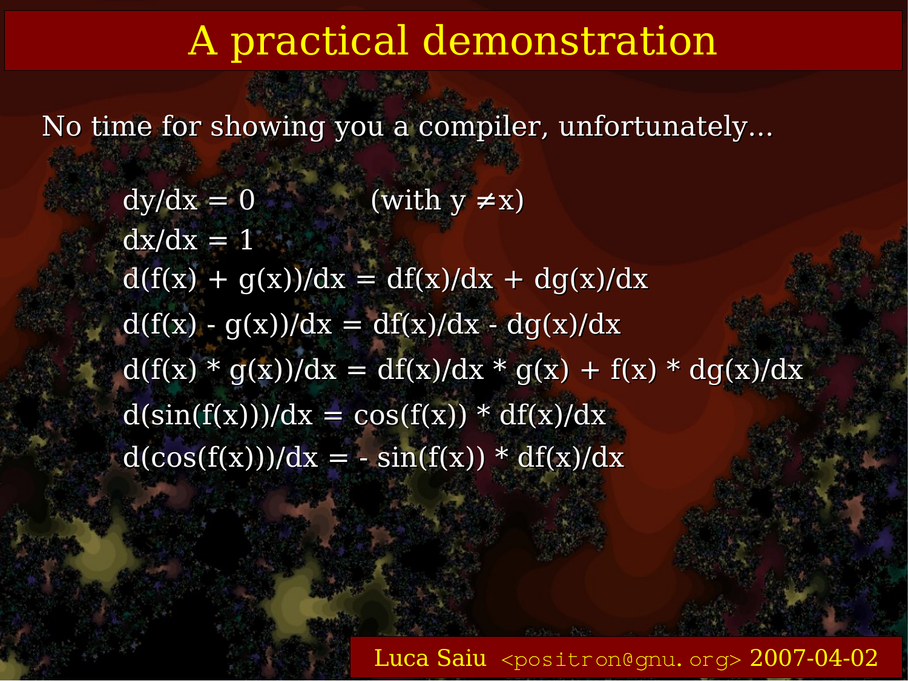# A practical demonstration

No time for showing you a compiler, unfortunately...

$$dy/dx = 0 \qquad \text{(with } y \neq x\text{)}$$

$$dx/dx = 1$$

$$d(f(x) + g(x))/dx = df(x)/dx + dg(x)/dx$$

$$d(f(x) - g(x))/dx = df(x)/dx - dg(x)/dx$$

$$d(f(x) * g(x))/dx = df(x)/dx * g(x) + f(x) * dg(x)/dx$$

$$d(\sin(f(x)))/dx = \cos(f(x)) * df(x)/dx$$

$$d(\cos(f(x)))/dx = - \sin(f(x)) * df(x)/dx$$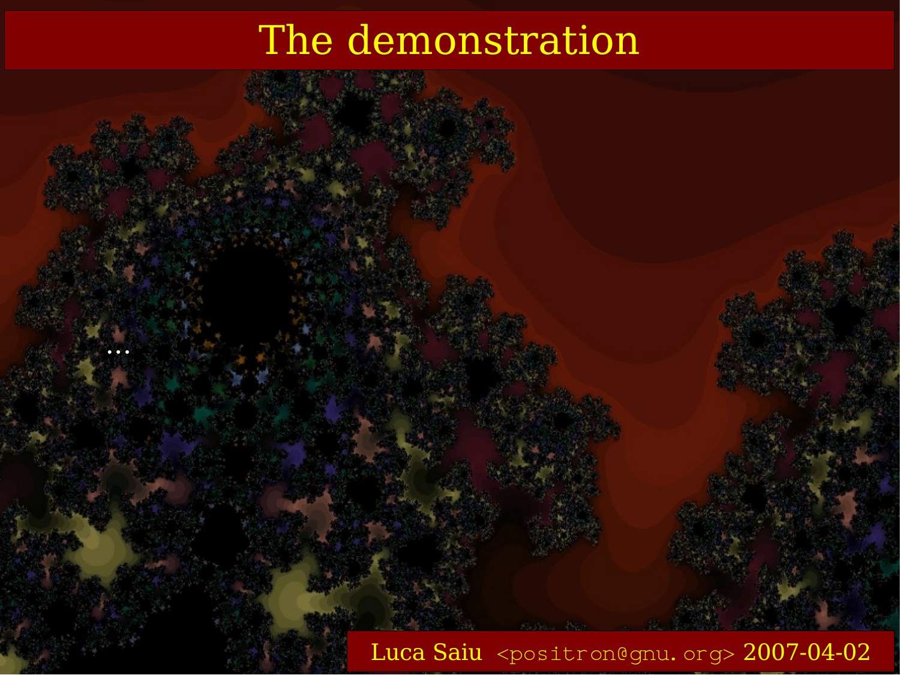# The demonstration

...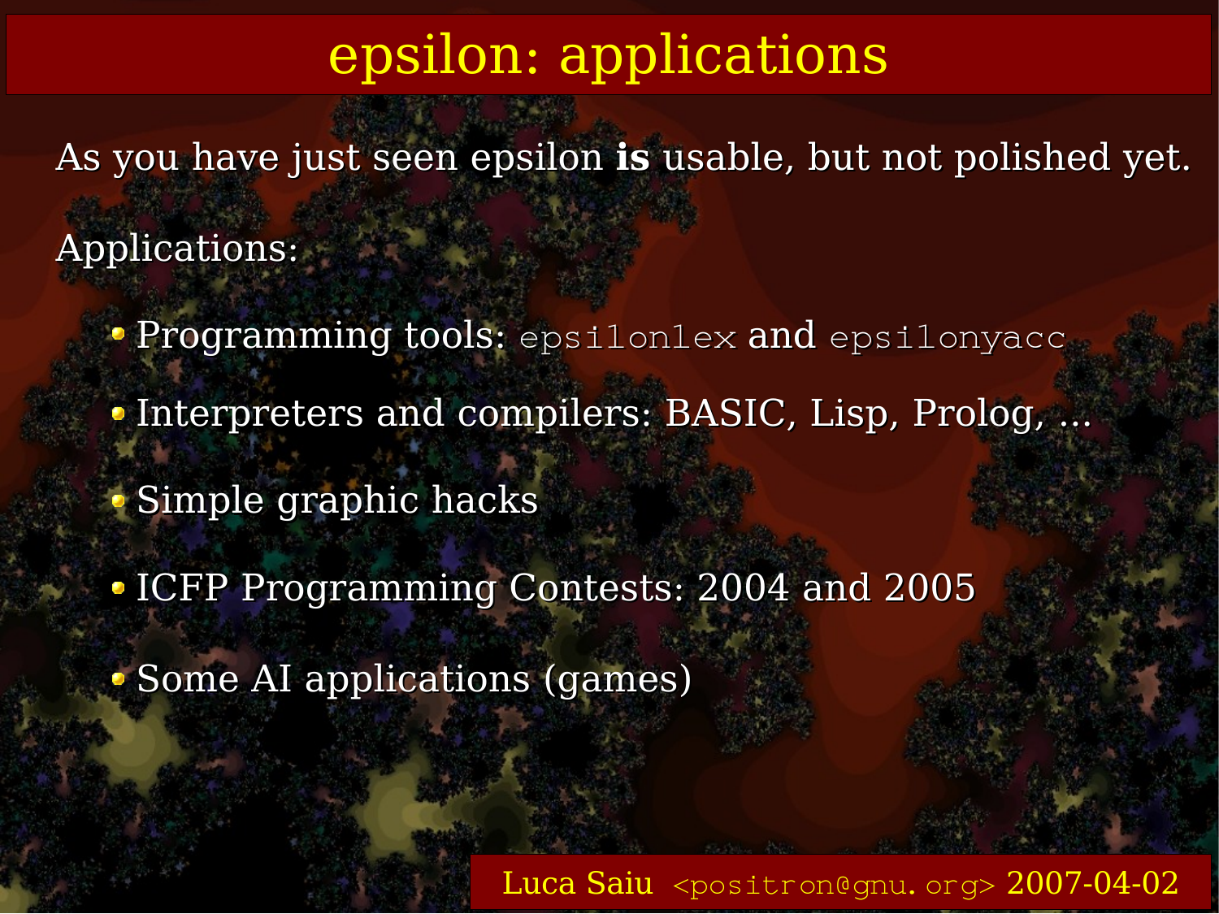# epsilon: applications

As you have just seen epsilon **is** usable, but not polished yet.

Applications:

- Programming tools: `epsilonlex` and `epsilonyacc`
- Interpreters and compilers: BASIC, Lisp, Prolog, ...
- Simple graphic hacks
- ICFP Programming Contests: 2004 and 2005
- Some AI applications (games)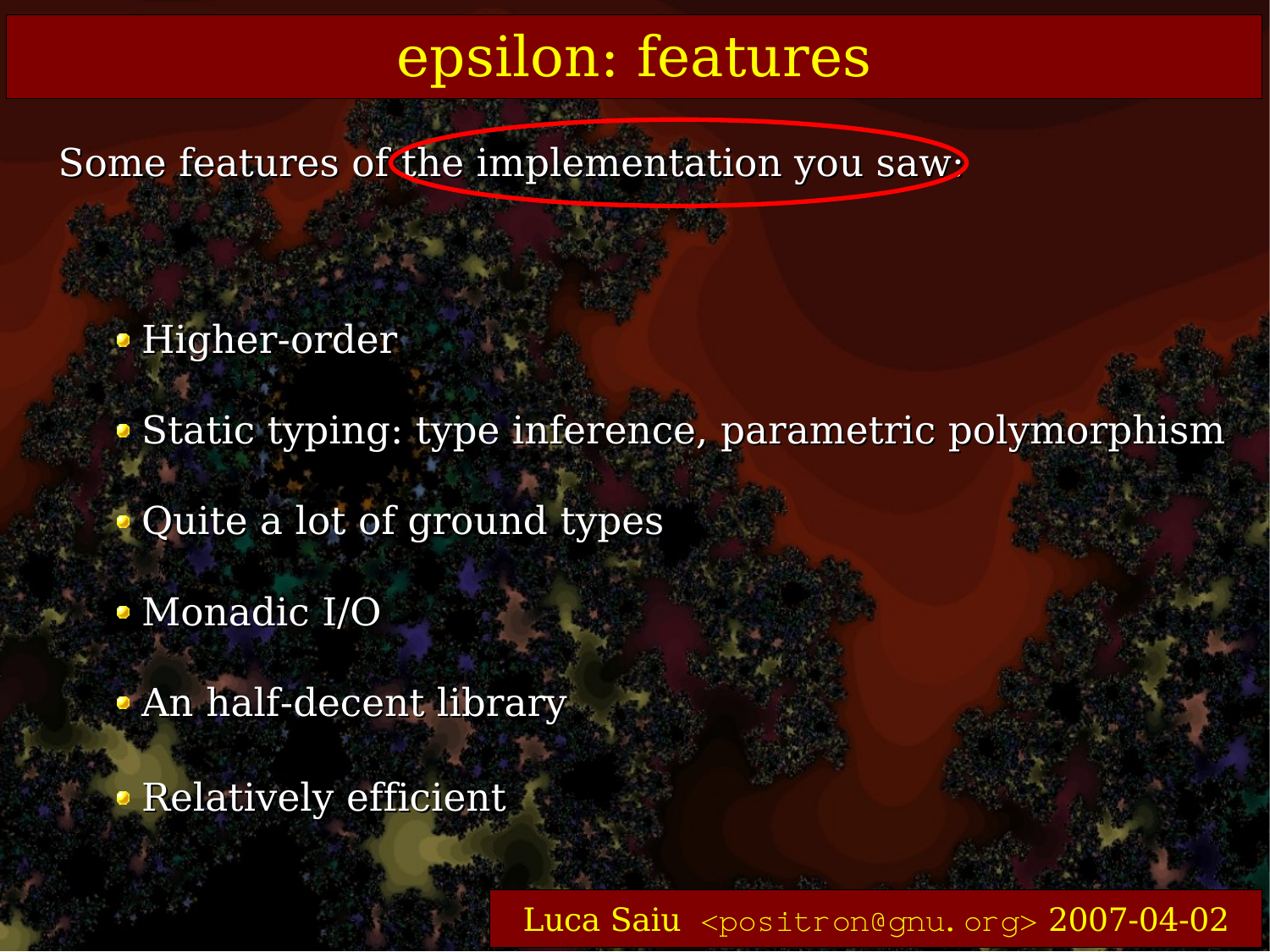# epsilon: features

Some features of the implementation you saw:

- Higher-order
- Static typing: type inference, parametric polymorphism
- Quite a lot of ground types
- Monadic I/O
- An half-decent library
- Relatively efficient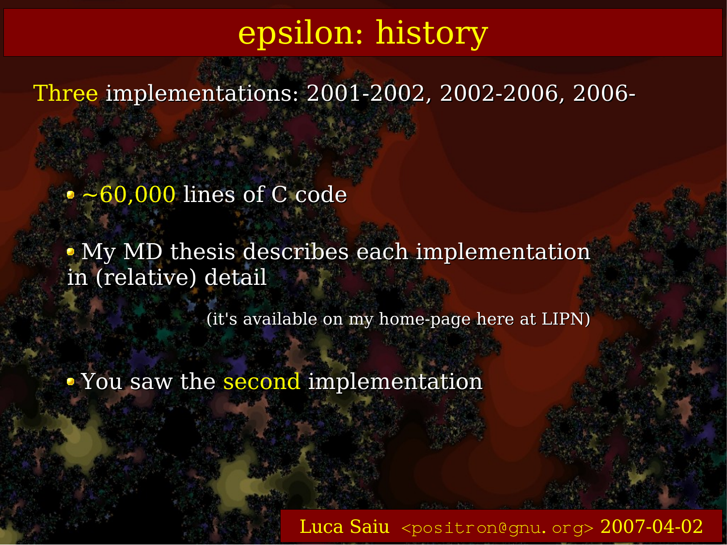# epsilon: history

Three implementations: 2001-2002, 2002-2006, 2006-

- ~60,000 lines of C code
- My MD thesis describes each implementation in (relative) detail

  (it's available on my home-page here at LIPN)
- You saw the second implementation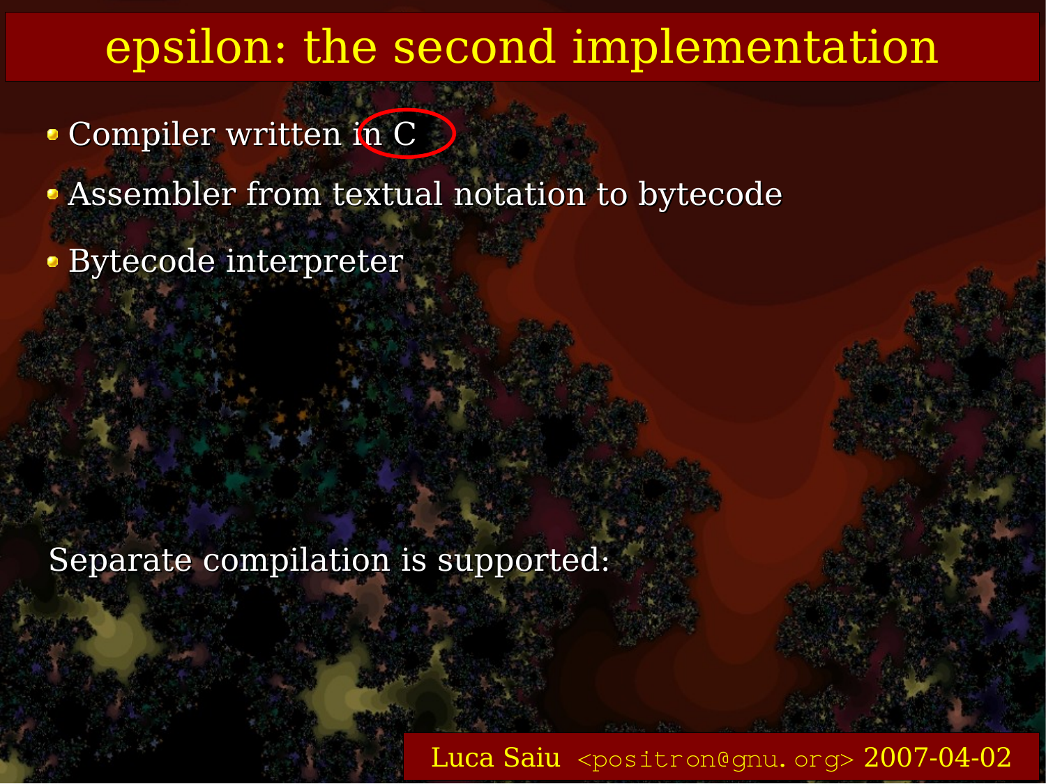# epsilon: the second implementation

- Compiler written in C
- Assembler from textual notation to bytecode
- Bytecode interpreter

Separate compilation is supported: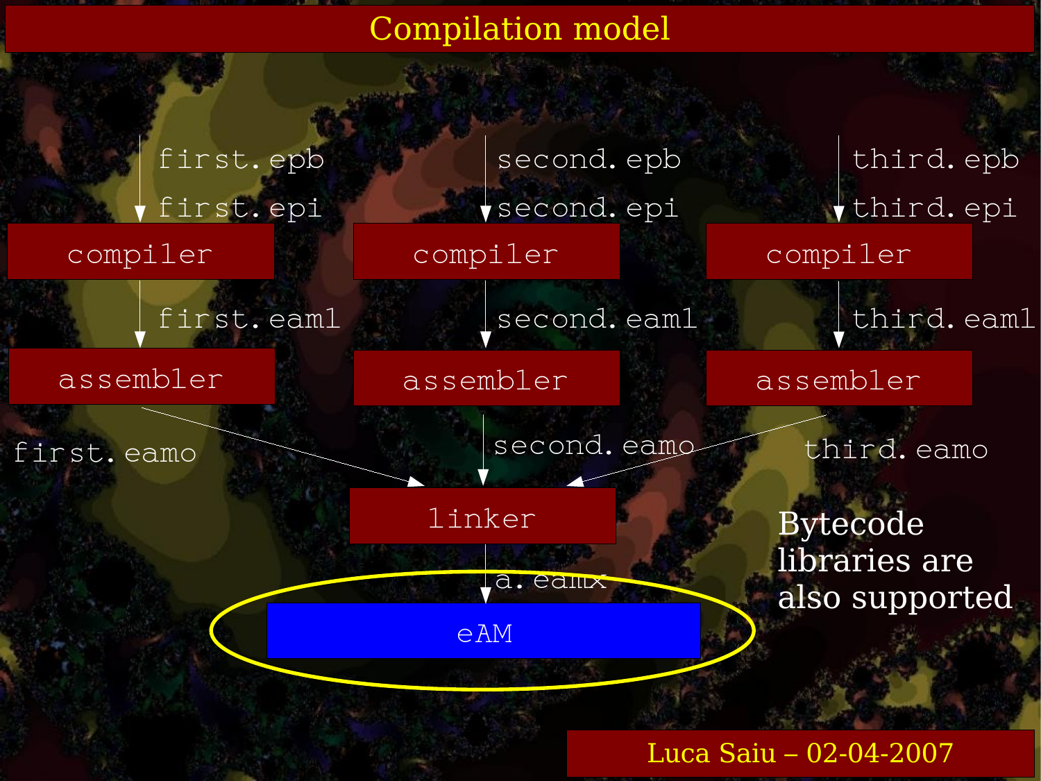# Compilation model

first.epb
first.epi

compiler

first.eaml

assembler

first.eamo

second.epb
second.epi

compiler

second.eaml

assembler

second.eamo

third.epb
third.epi

compiler

third.eaml

assembler

third.eamo

linker

a.eamx

eAM

Bytecode libraries are also supported

Luca Saiu – 02-04-2007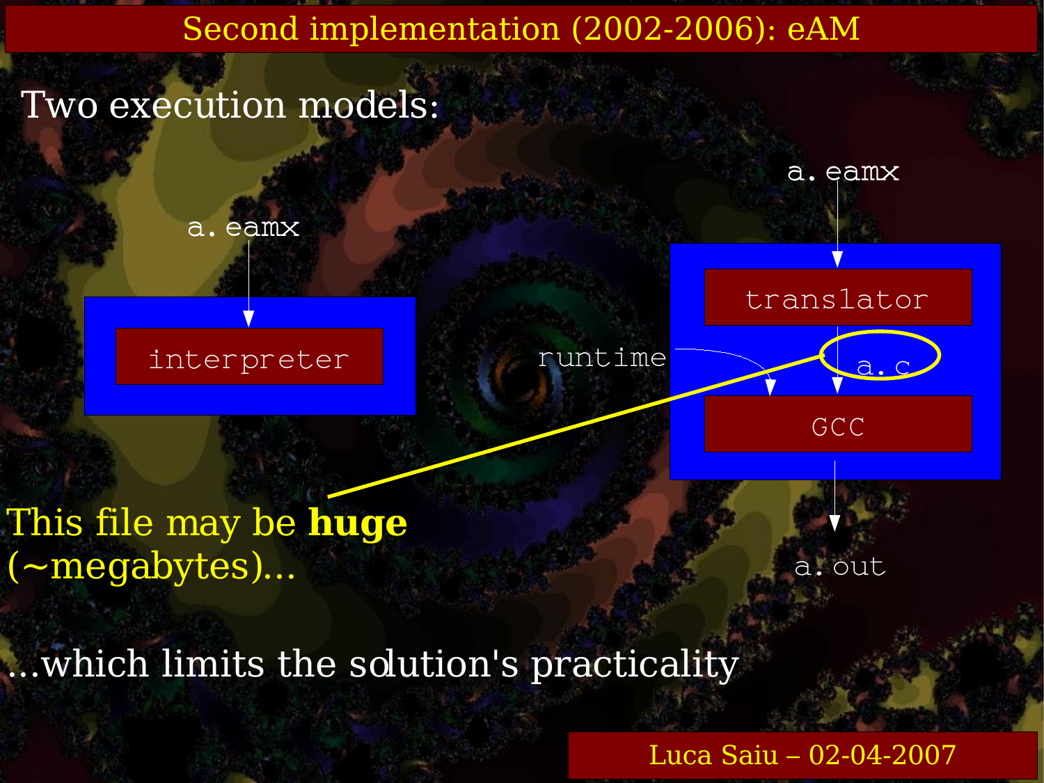# Second implementation (2002-2006): eAM

Two execution models:

`a.eamx` → interpreter

`a.eamx` → translator → `a.c` → GCC (+ runtime) → `a.out`

This file may be **huge** (~megabytes)...

...which limits the solution's practicality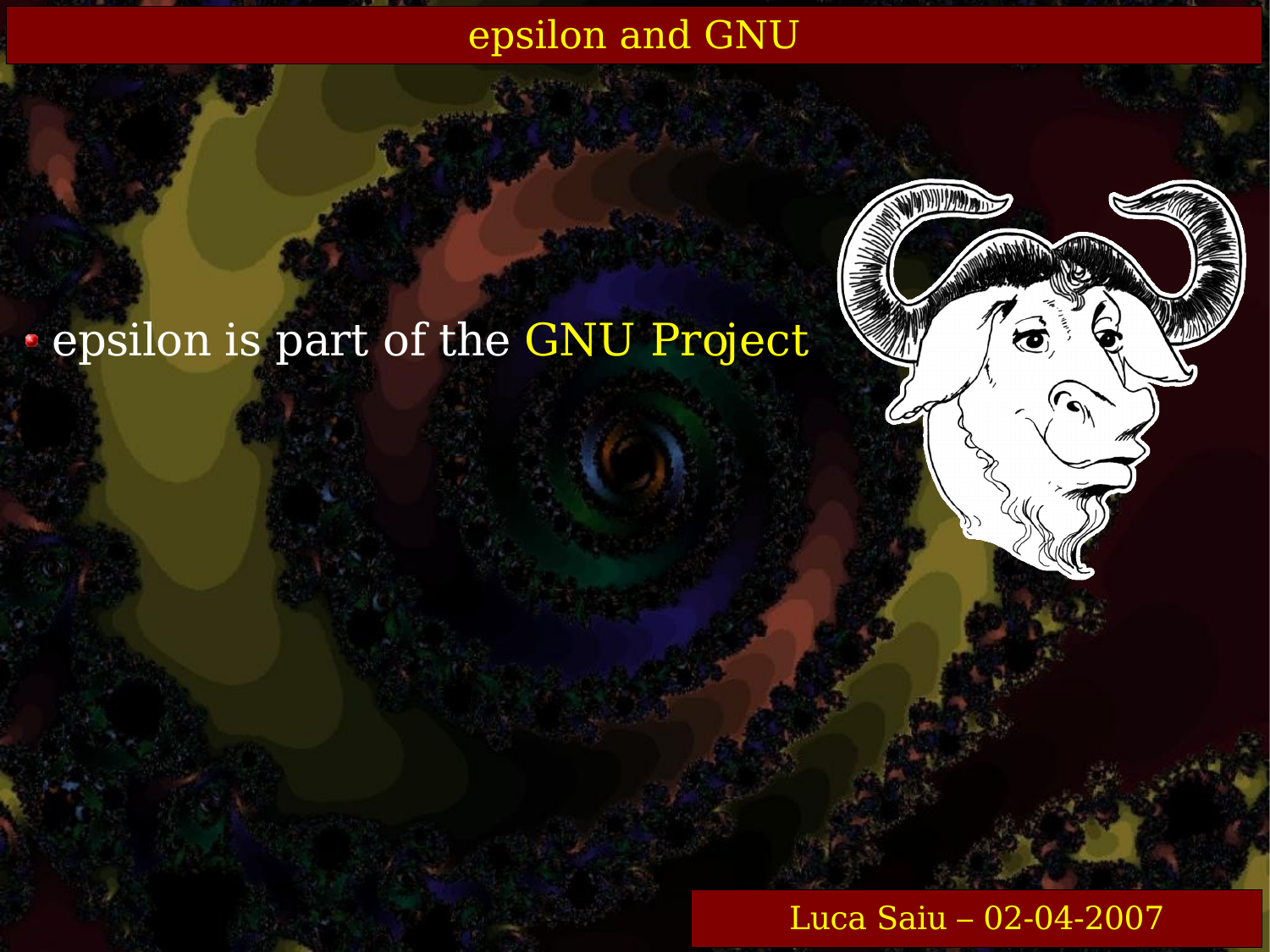# epsilon and GNU

- epsilon is part of the GNU Project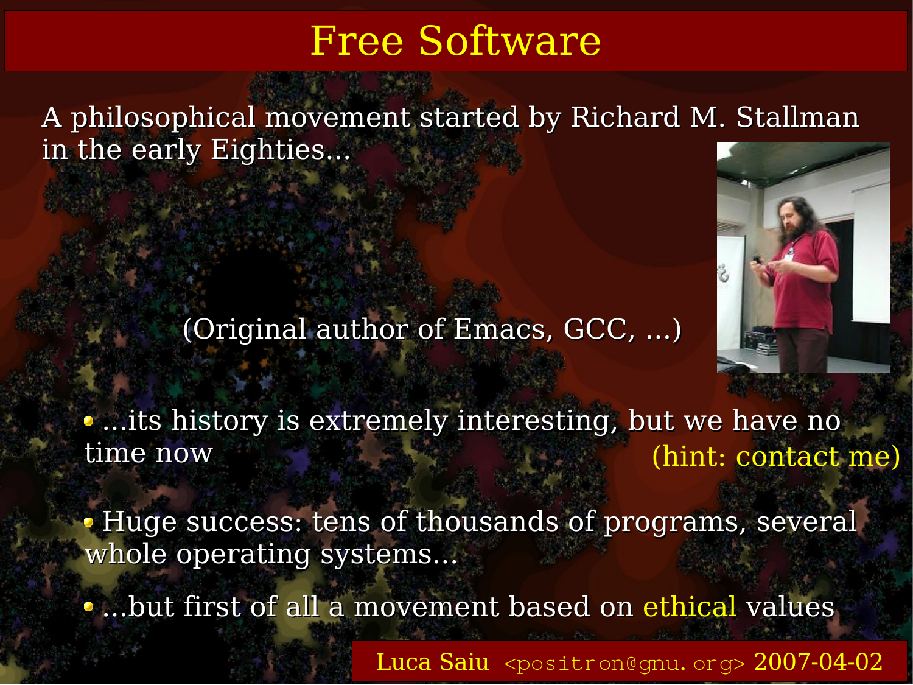# Free Software

A philosophical movement started by Richard M. Stallman in the early Eighties...

(Original author of Emacs, GCC, ...)

- ...its history is extremely interesting, but we have no time now (hint: contact me)
- Huge success: tens of thousands of programs, several whole operating systems...
- ...but first of all a movement based on ethical values

Luca Saiu <positron@gnu.org> 2007-04-02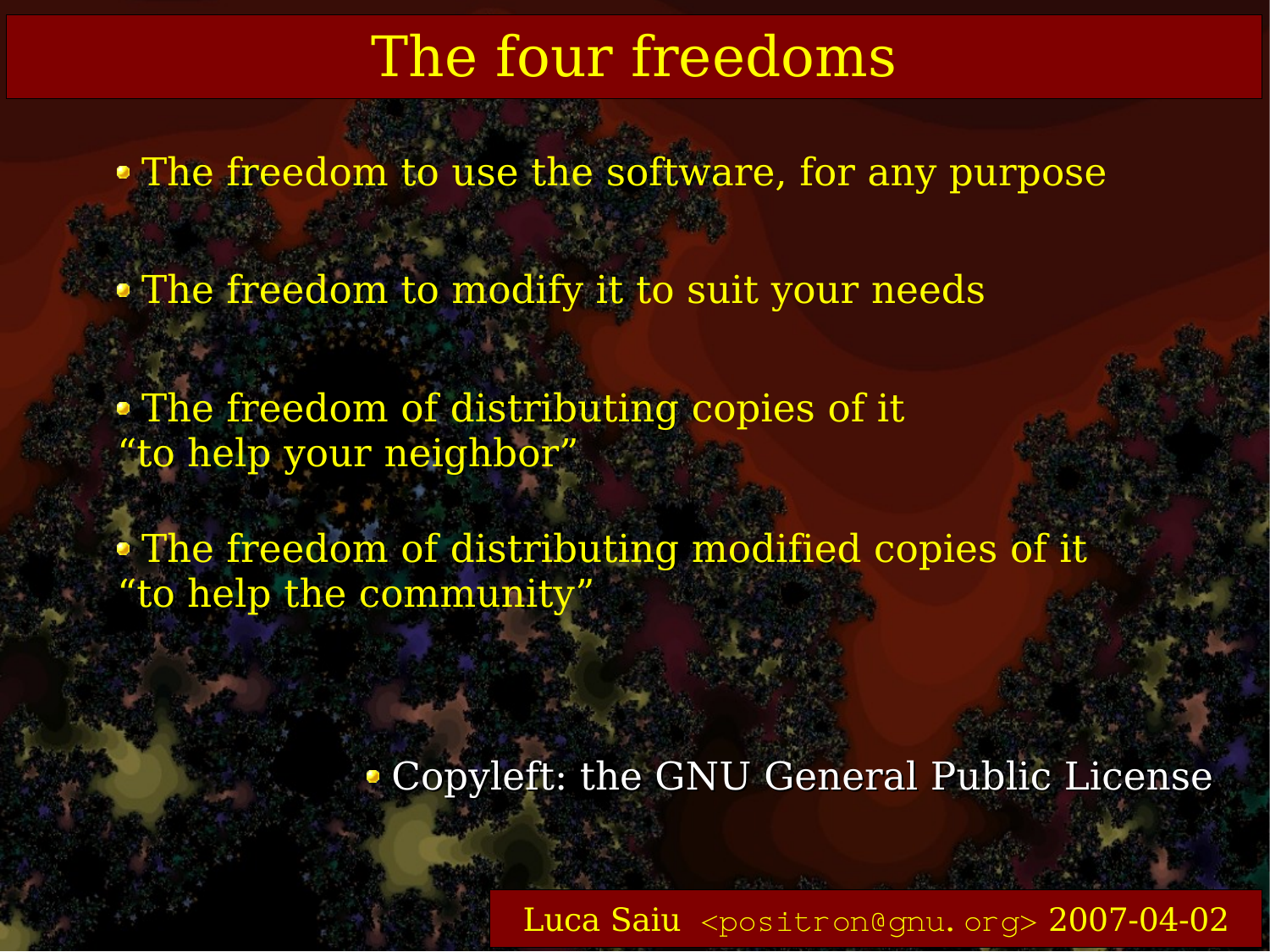# The four freedoms

- The freedom to use the software, for any purpose
- The freedom to modify it to suit your needs
- The freedom of distributing copies of it “to help your neighbor”
- The freedom of distributing modified copies of it “to help the community”

- Copyleft: the GNU General Public License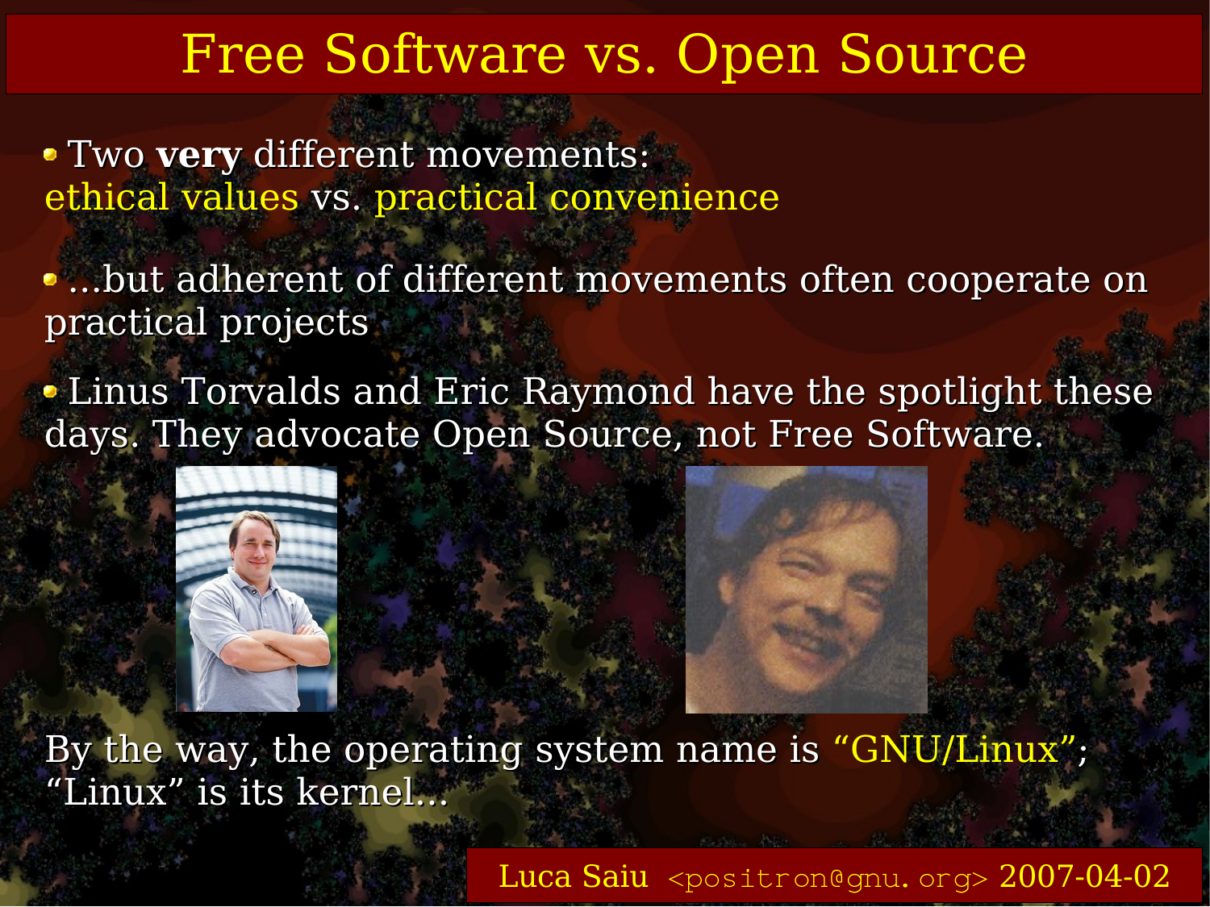# Free Software vs. Open Source

- Two **very** different movements: ethical values vs. practical convenience

- ...but adherent of different movements often cooperate on practical projects

- Linus Torvalds and Eric Raymond have the spotlight these days. They advocate Open Source, not Free Software.

By the way, the operating system name is “GNU/Linux”; “Linux” is its kernel...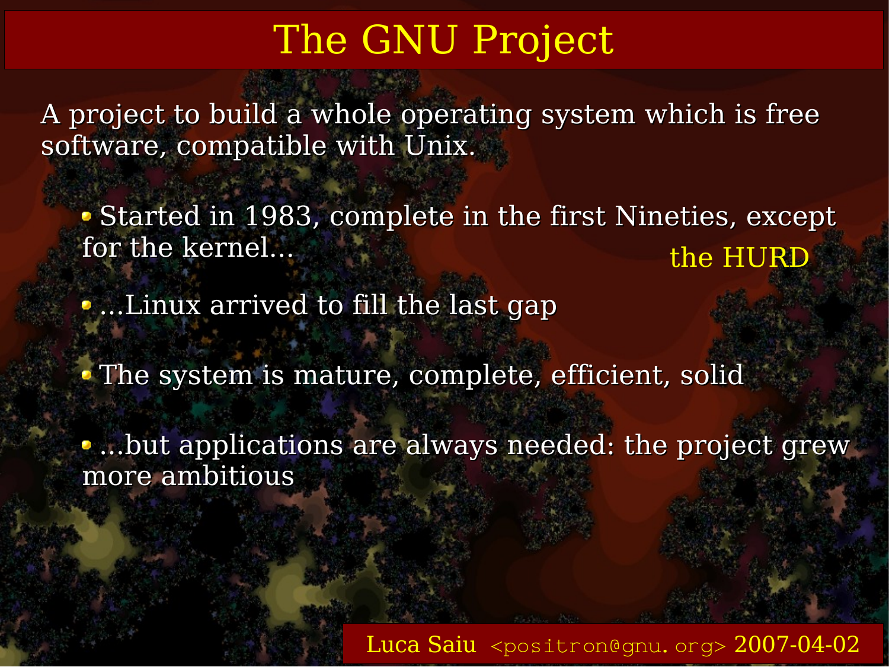# The GNU Project

A project to build a whole operating system which is free software, compatible with Unix.

- Started in 1983, complete in the first Nineties, except for the kernel... the HURD
- ...Linux arrived to fill the last gap
- The system is mature, complete, efficient, solid
- ...but applications are always needed: the project grew more ambitious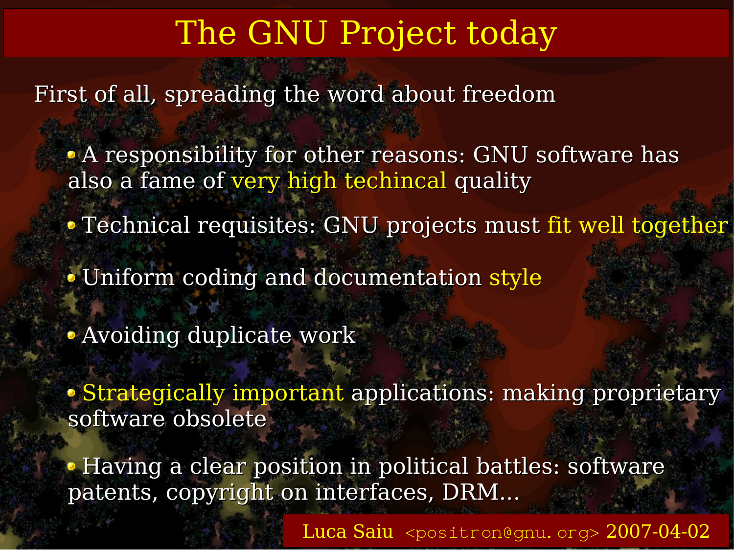# The GNU Project today

First of all, spreading the word about freedom

- A responsibility for other reasons: GNU software has also a fame of very high techincal quality
- Technical requisites: GNU projects must fit well together
- Uniform coding and documentation style
- Avoiding duplicate work
- Strategically important applications: making proprietary software obsolete
- Having a clear position in political battles: software patents, copyright on interfaces, DRM...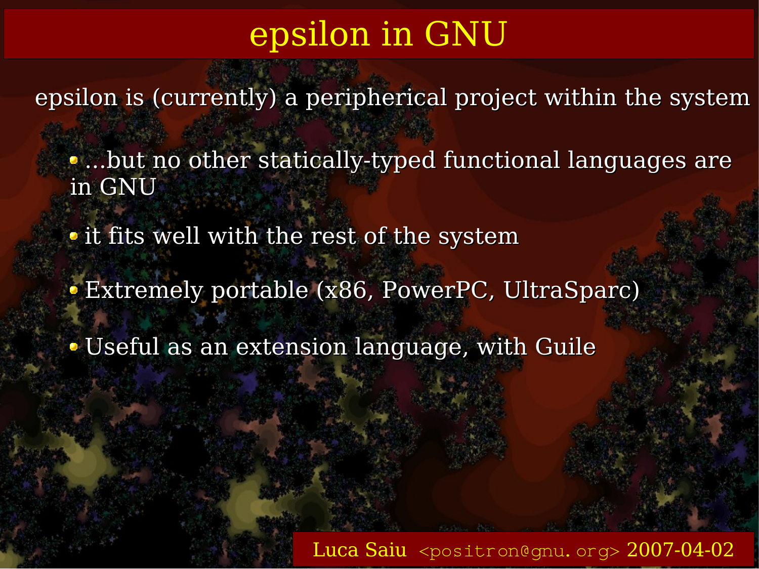# epsilon in GNU

epsilon is (currently) a peripherical project within the system

- ...but no other statically-typed functional languages are in GNU
- it fits well with the rest of the system
- Extremely portable (x86, PowerPC, UltraSparc)
- Useful as an extension language, with Guile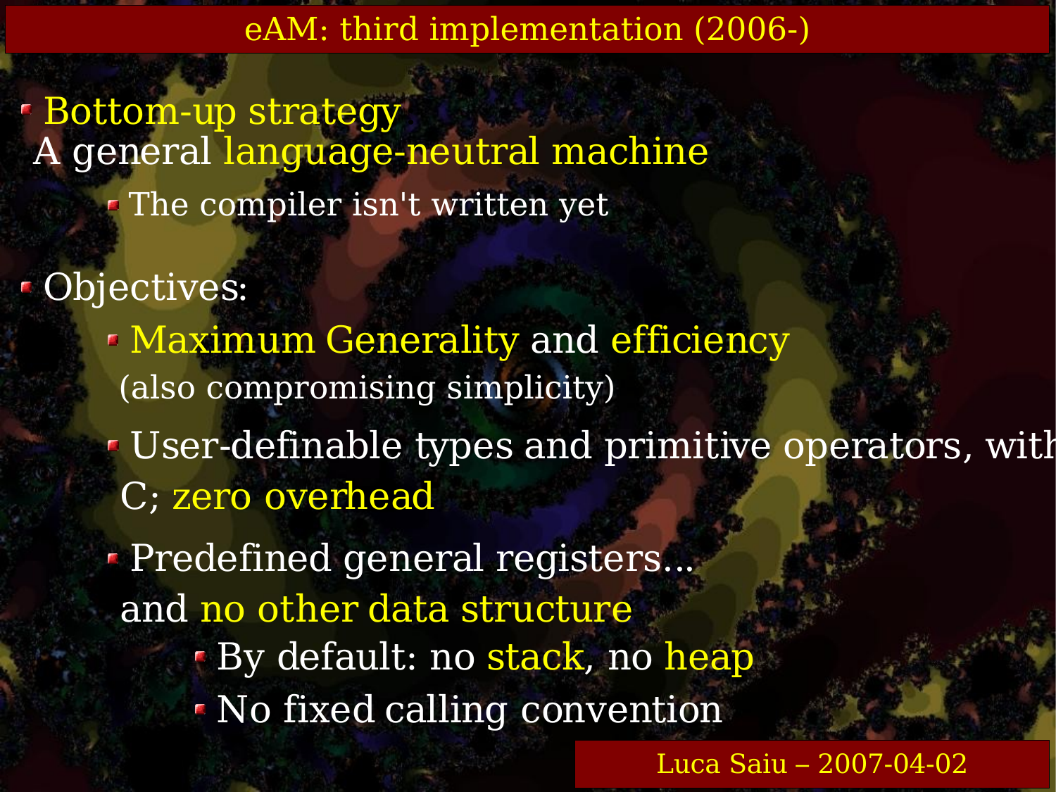# eAM: third implementation (2006-)

- Bottom-up strategy
  A general language-neutral machine
  - The compiler isn't written yet
- Objectives:
  - Maximum Generality and efficiency (also compromising simplicity)
  - User-definable types and primitive operators, with C; zero overhead
  - Predefined general registers... and no other data structure
    - By default: no stack, no heap
    - No fixed calling convention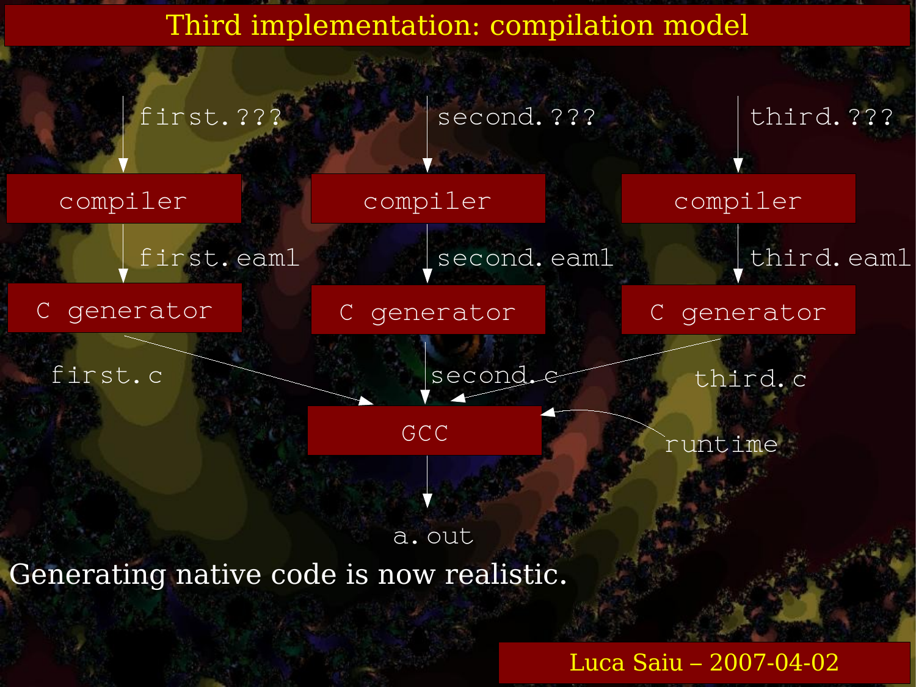# Third implementation: compilation model

```
first.???            second.???            third.???
    |                    |                     |
compiler             compiler              compiler
    | first.eaml         | second.eaml         | third.eaml
C generator          C generator           C generator
    first.c              second.c              third.c
                \        |        /
                         GCC  <---- runtime
                          |
                        a.out
```

Generating native code is now realistic.

Luca Saiu – 2007-04-02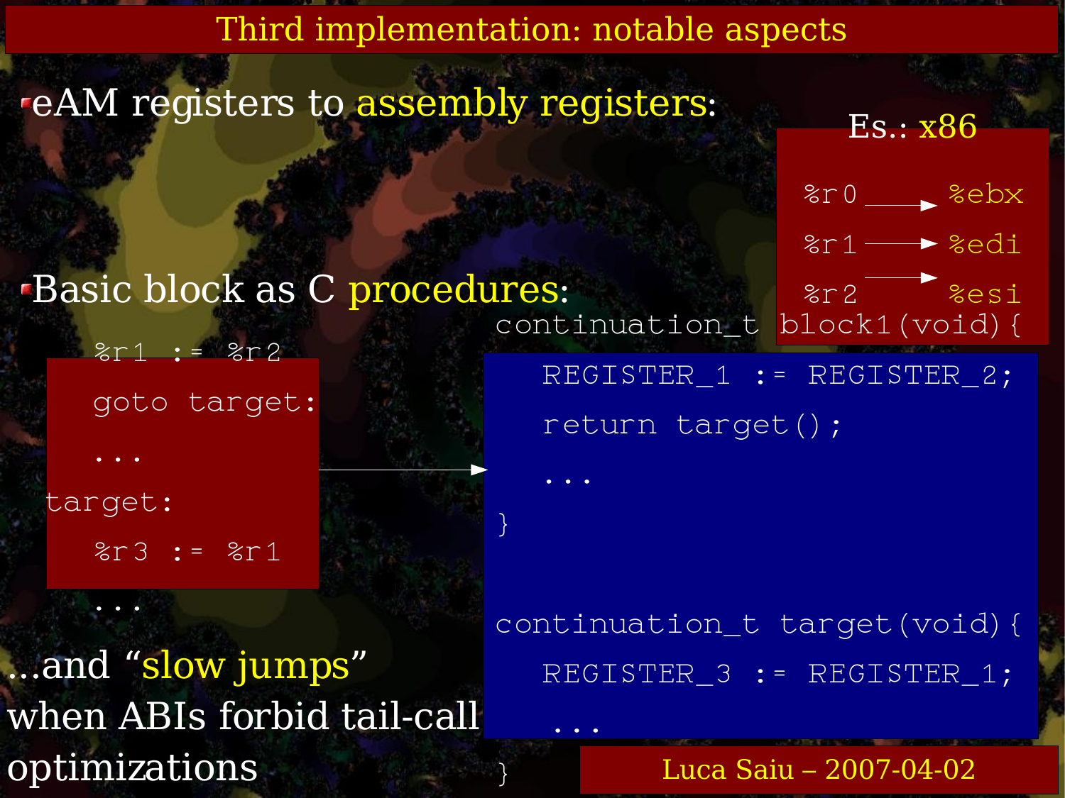# Third implementation: notable aspects

- eAM registers to assembly registers:

Es.: x86

```
%r0 ---> %ebx
%r1 ---> %edi
%r2 ---> %esi
```

- Basic block as C procedures:

```
  %r1 := %r2
  goto target:
  ...
target:
  %r3 := %r1
  ...
```

```
continuation_t block1(void){
   REGISTER_1 := REGISTER_2;
   return target();
   ...
}

continuation_t target(void){
   REGISTER_3 := REGISTER_1;
   ...
}
```

...and "slow jumps" when ABIs forbid tail-call optimizations

Luca Saiu – 2007-04-02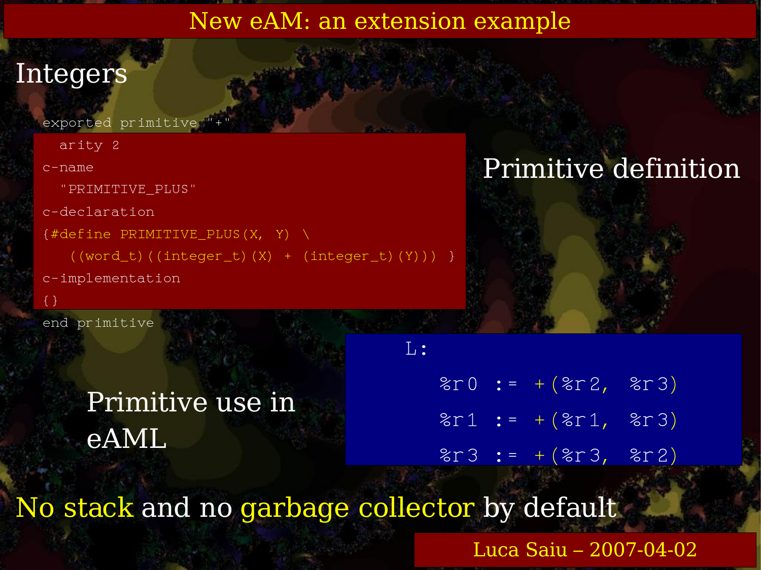# New eAM: an extension example

## Integers

```
exported primitive "+"
  arity 2
c-name
  "PRIMITIVE_PLUS"
c-declaration
{#define PRIMITIVE_PLUS(X, Y) \
   ((word_t)((integer_t)(X) + (integer_t)(Y))) }
c-implementation
{}
end primitive
```

Primitive definition

Primitive use in eAML

```
L:
    %r0 := +(%r2, %r3)
    %r1 := +(%r1, %r3)
    %r3 := +(%r3, %r2)
```

No stack and no garbage collector by default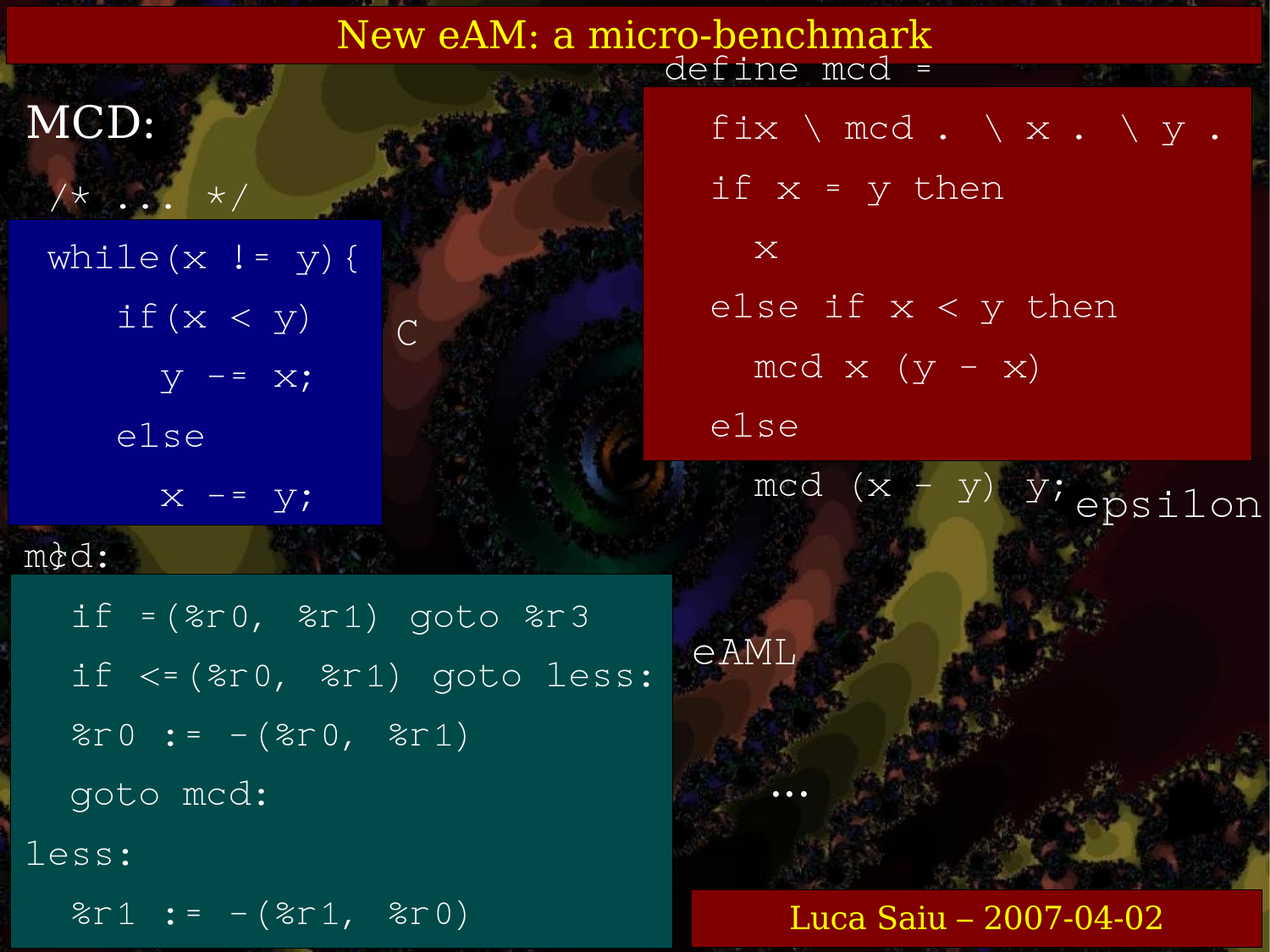# New eAM: a micro-benchmark

MCD:

C

```
/* ... */
while(x != y){
    if(x < y)
      y -= x;
    else
      x -= y;
```

epsilon

```
define mcd =
   fix \ mcd . \ x . \ y .
   if x = y then
     x
   else if x < y then
     mcd x (y - x)
   else
     mcd (x - y) y;
```

eAML

```
mcd:
  if =(%r0, %r1) goto %r3
  if <=(%r0, %r1) goto less:
  %r0 := -(%r0, %r1)
  goto mcd:
less:
  %r1 := -(%r1, %r0)
```

...

Luca Saiu – 2007-04-02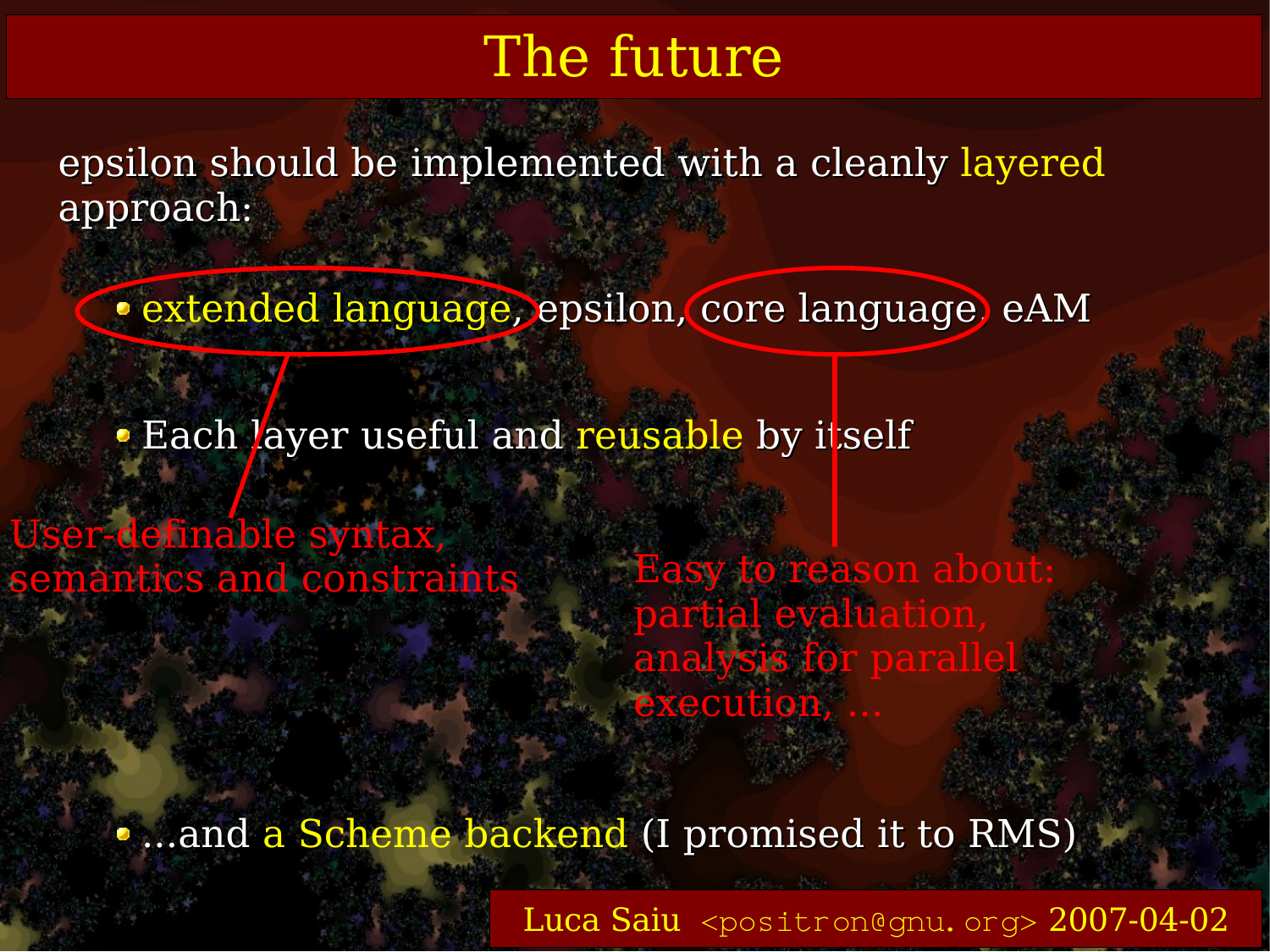# The future

epsilon should be implemented with a cleanly layered approach:

- extended language, epsilon, core language, eAM
- Each layer useful and reusable by itself

User-definable syntax, semantics and constraints

Easy to reason about: partial evaluation, analysis for parallel execution, ...

- ...and a Scheme backend (I promised it to RMS)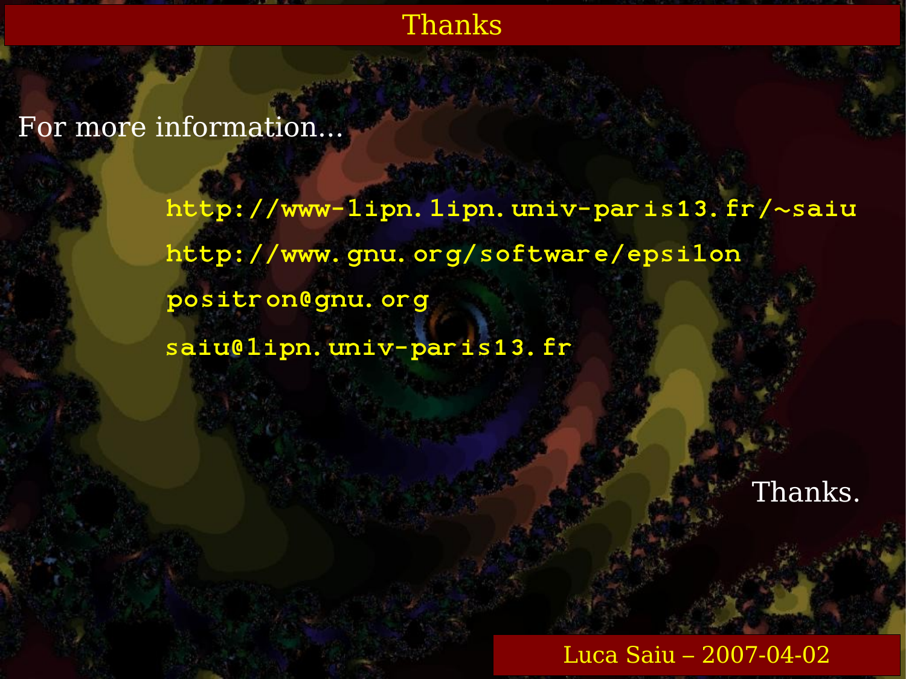# Thanks

For more information...

- `http://www-lipn.lipn.univ-paris13.fr/~saiu`
- `http://www.gnu.org/software/epsilon`
- `positron@gnu.org`
- `saiu@lipn.univ-paris13.fr`

Thanks.

Luca Saiu – 2007-04-02